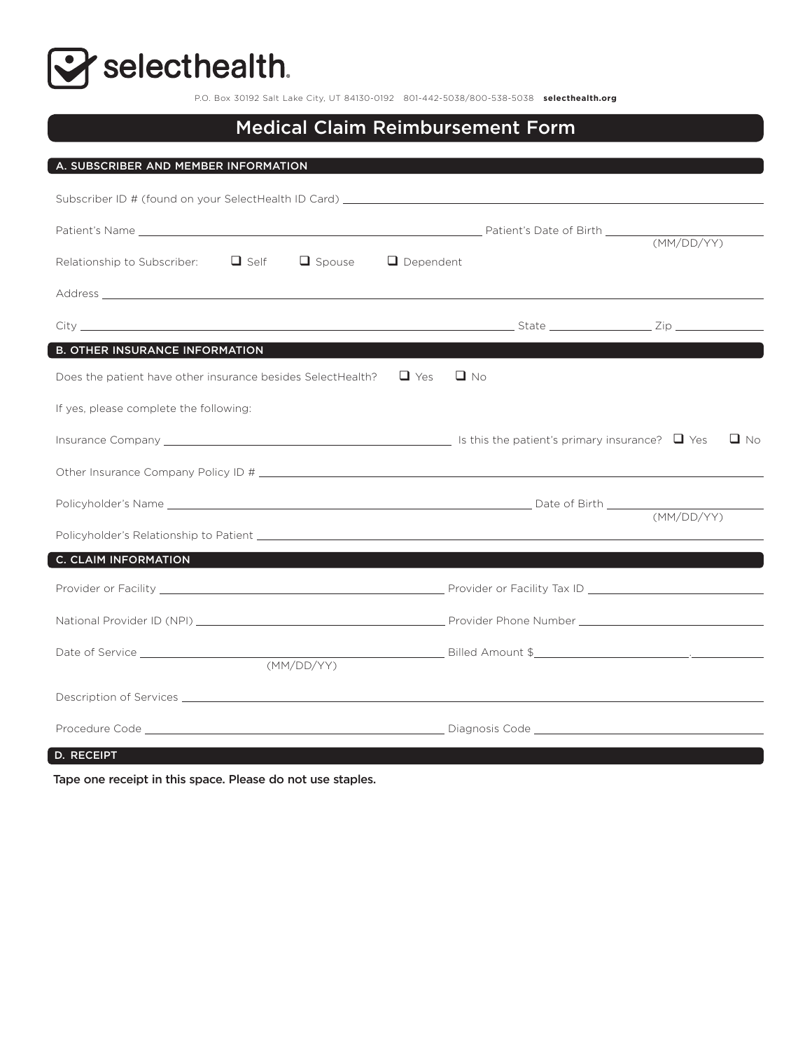# selecthealth

P.O. Box 30192 Salt Lake City, UT 84130-0192 801-442-5038/800-538-5038 **selecthealth.org**

## Medical Claim Reimbursement Form

### A. SUBSCRIBER AND MEMBER INFORMATION

Subscriber ID # (found on your SelectHealth ID Card) ______________________________

Patient's Name ______________________________ Patient's Date of Birth ______________ (MM/DD/YY)

Relationship to Subscriber: ☐ Self ☐ Spouse ☐ Dependent

Address ______________________________

City ______________________________ State ______________ Zip ______________

### B. OTHER INSURANCE INFORMATION

Does the patient have other insurance besides SelectHealth? ☐ Yes ☐ No

If yes, please complete the following:

Insurance Company ______________________________ Is this the patient's primary insurance? ☐ Yes ☐ No

Other Insurance Company Policy ID # ______________________________

Policyholder's Name ______________________________ Date of Birth ______________ (MM/DD/YY)

Policyholder's Relationship to Patient ______________________________

### C. CLAIM INFORMATION

Provider or Facility ______________________________ Provider or Facility Tax ID ______________________________

National Provider ID (NPI) ______________________________ Provider Phone Number ______________________________

Date of Service ______________ (MM/DD/YY) Billed Amount $______________.______

Description of Services ______________________________

Procedure Code ______________________________ Diagnosis Code ______________________________

### D. RECEIPT

**Tape one receipt in this space. Please do not use staples.**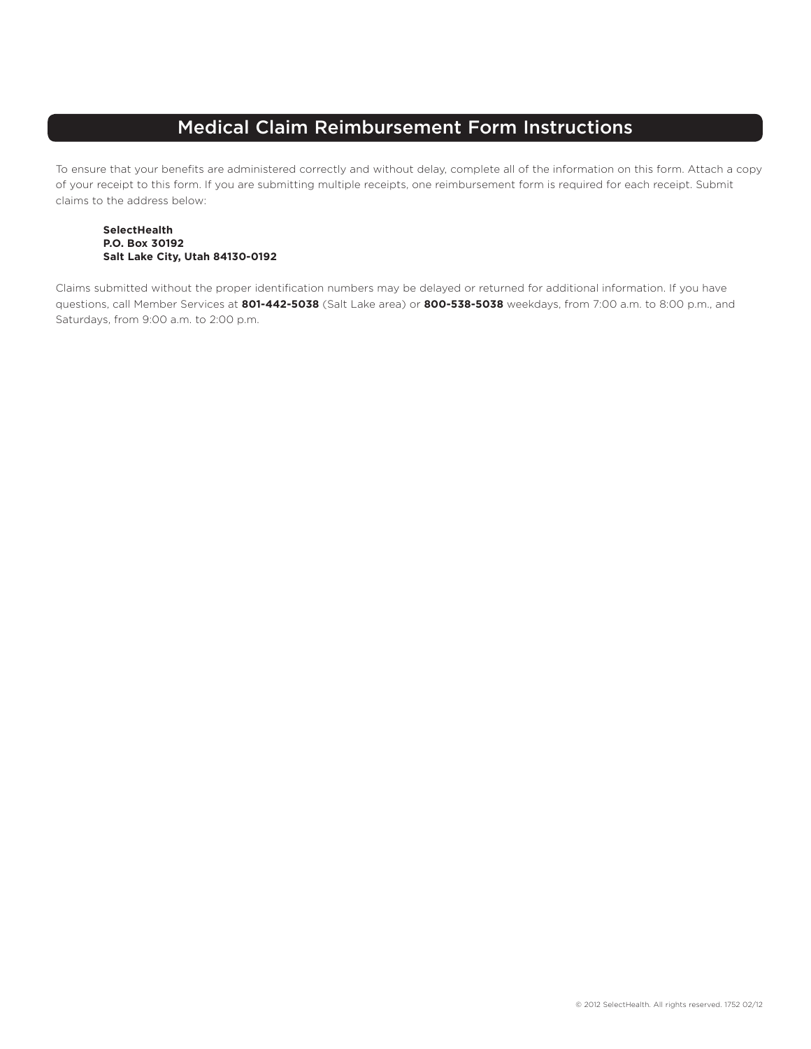# Medical Claim Reimbursement Form Instructions

To ensure that your benefits are administered correctly and without delay, complete all of the information on this form. Attach a copy of your receipt to this form. If you are submitting multiple receipts, one reimbursement form is required for each receipt. Submit claims to the address below:

**SelectHealth**
**P.O. Box 30192**
**Salt Lake City, Utah 84130-0192**

Claims submitted without the proper identification numbers may be delayed or returned for additional information. If you have questions, call Member Services at **801-442-5038** (Salt Lake area) or **800-538-5038** weekdays, from 7:00 a.m. to 8:00 p.m., and Saturdays, from 9:00 a.m. to 2:00 p.m.

© 2012 SelectHealth. All rights reserved. 1752 02/12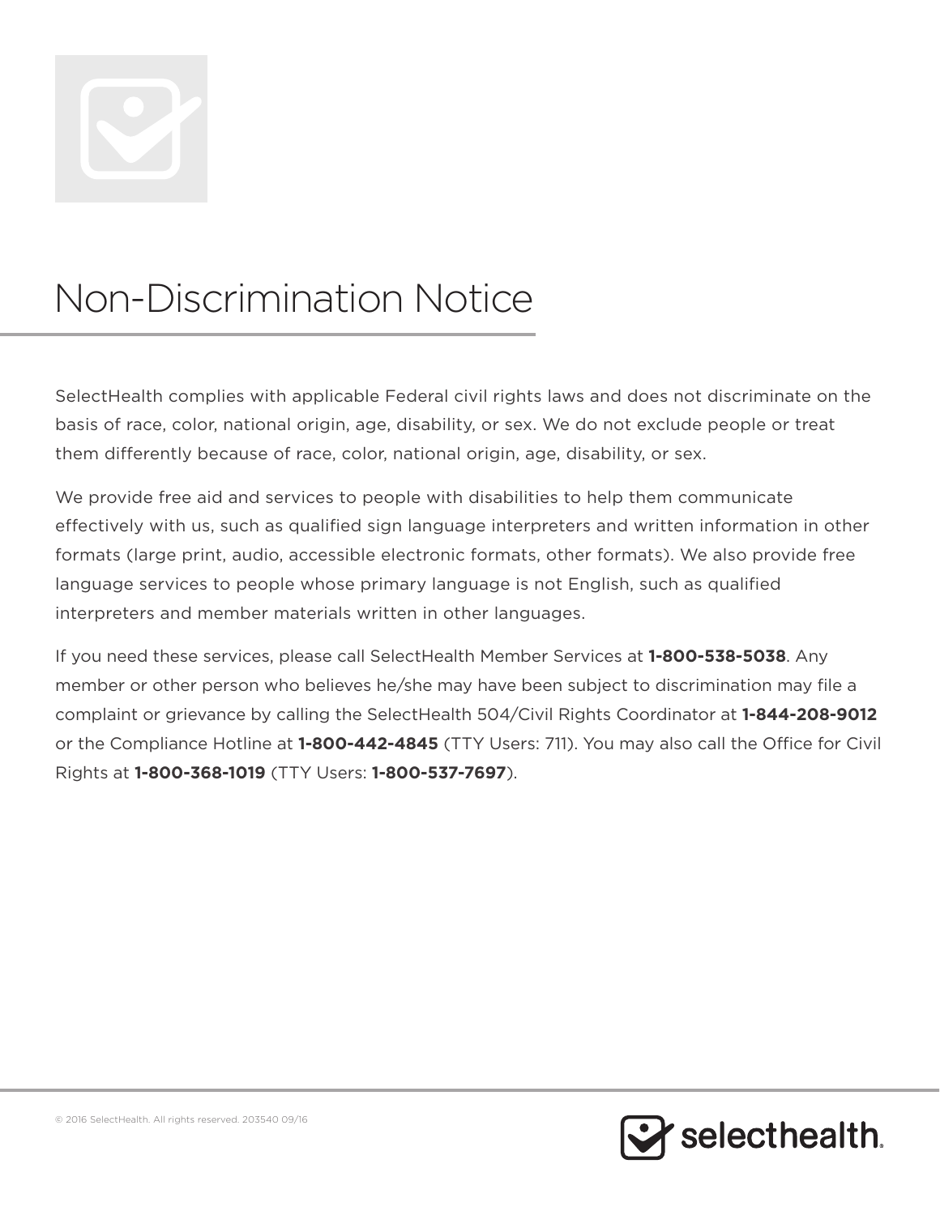# Non-Discrimination Notice

SelectHealth complies with applicable Federal civil rights laws and does not discriminate on the basis of race, color, national origin, age, disability, or sex. We do not exclude people or treat them differently because of race, color, national origin, age, disability, or sex.

We provide free aid and services to people with disabilities to help them communicate effectively with us, such as qualified sign language interpreters and written information in other formats (large print, audio, accessible electronic formats, other formats). We also provide free language services to people whose primary language is not English, such as qualified interpreters and member materials written in other languages.

If you need these services, please call SelectHealth Member Services at **1-800-538-5038**. Any member or other person who believes he/she may have been subject to discrimination may file a complaint or grievance by calling the SelectHealth 504/Civil Rights Coordinator at **1-844-208-9012** or the Compliance Hotline at **1-800-442-4845** (TTY Users: 711). You may also call the Office for Civil Rights at **1-800-368-1019** (TTY Users: **1-800-537-7697**).

© 2016 SelectHealth. All rights reserved. 203540 09/16

selecthealth.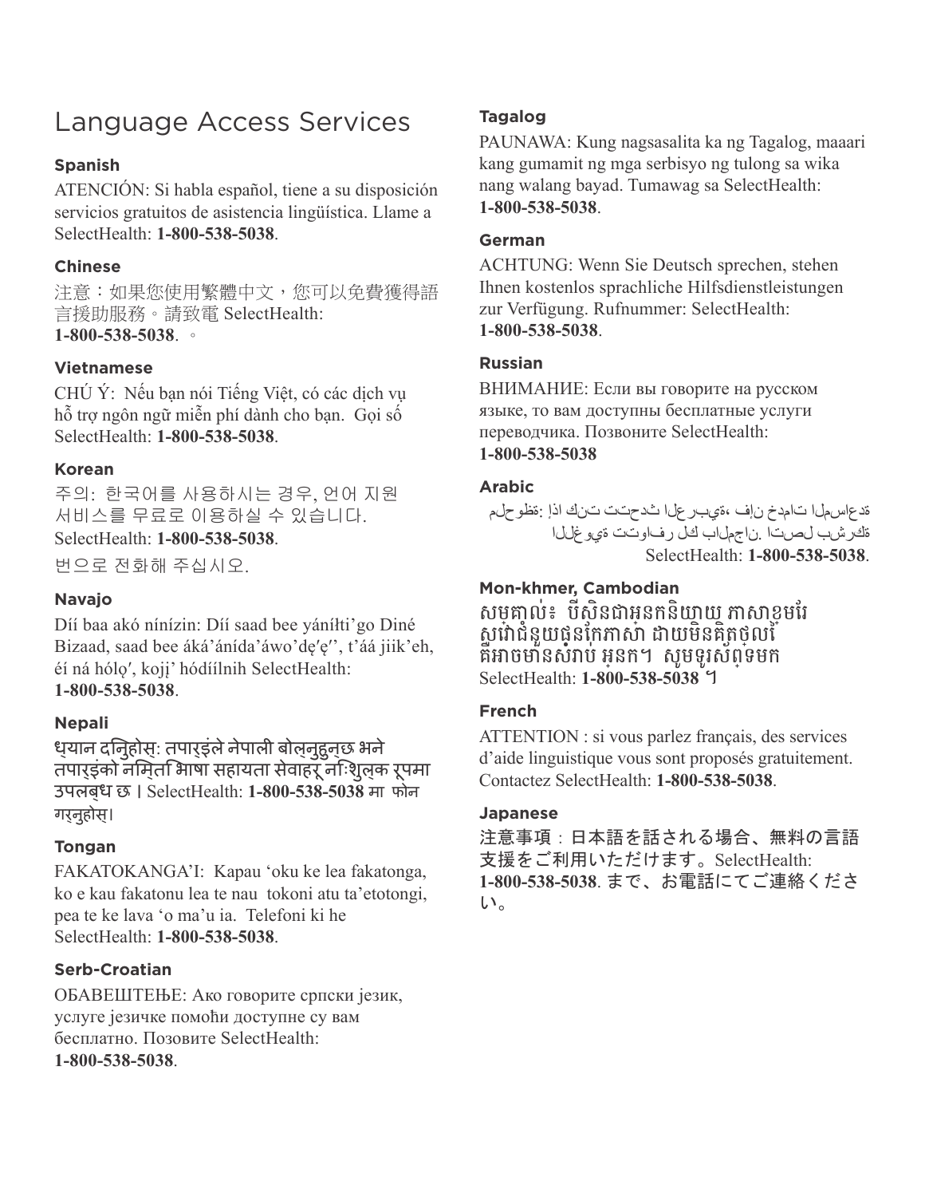# Language Access Services

### Spanish

ATENCIÓN: Si habla español, tiene a su disposición servicios gratuitos de asistencia lingüística. Llame a SelectHealth: **1-800-538-5038**.

### Chinese

注意：如果您使用繁體中文，您可以免費獲得語言援助服務。請致電 SelectHealth: **1-800-538-5038**. 。

### Vietnamese

CHÚ Ý: Nếu bạn nói Tiếng Việt, có các dịch vụ hỗ trợ ngôn ngữ miễn phí dành cho bạn. Gọi số SelectHealth: **1-800-538-5038**.

### Korean

주의: 한국어를 사용하시는 경우, 언어 지원 서비스를 무료로 이용하실 수 있습니다. SelectHealth: **1-800-538-5038**.
번으로 전화해 주십시오.

### Navajo

Díí baa akó nínízin: Díí saad bee yáníłti'go Diné Bizaad, saad bee áká'ánída'áwo'dę́'ę́'', t'áá jiik'eh, éí ná hólǫ́', kojį' hódíílnih SelectHealth: **1-800-538-5038**.

### Nepali

ध्यान दिनुहोस्: तपाइंले नेपाली बोल्नुहुन्छ भने तपाइंको निम्ति भाषा सहायता सेवाहरू निःशुल्क रूपमा उपलब्ध छ । SelectHealth: **1-800-538-5038** मा फोन गर्नुहोस्।

### Tongan

FAKATOKANGA'I: Kapau 'oku ke lea fakatonga, ko e kau fakatonu lea te nau tokoni atu ta'etotongi, pea te ke lava 'o ma'u ia. Telefoni ki he SelectHealth: **1-800-538-5038**.

### Serb-Croatian

ОБАВЕШТЕЊЕ: Ако говорите српски језик, услуге језичке помоћи доступне су вам бесплатно. Позовите SelectHealth: **1-800-538-5038**.

### Tagalog

PAUNAWA: Kung nagsasalita ka ng Tagalog, maaari kang gumamit ng mga serbisyo ng tulong sa wika nang walang bayad. Tumawag sa SelectHealth: **1-800-538-5038**.

### German

ACHTUNG: Wenn Sie Deutsch sprechen, stehen Ihnen kostenlos sprachliche Hilfsdienstleistungen zur Verfügung. Rufnummer: SelectHealth: **1-800-538-5038**.

### Russian

ВНИМАНИЕ: Если вы говорите на русском языке, то вам доступны бесплатные услуги переводчика. Позвоните SelectHealth: **1-800-538-5038**

### Arabic

ملحوظة: اذا كنت تتحدث العربية، فإن خدمات المساعدة اللغوية تتوافر لك بالمجان. اتصل بشركة SelectHealth: **1-800-538-5038**.

### Mon-khmer, Cambodian

សម្គាល់៖ បើសិនជាអ្នកនិយាយ ភាសាខ្មែរ សេវាជំនួយផ្នែកភាសា ដោយមិនគិតថ្លៃ គឺអាចមានសំរាប់ អ្នក។ សូមទូរស័ព្ទមក SelectHealth: **1-800-538-5038** ។

### French

ATTENTION : si vous parlez français, des services d'aide linguistique vous sont proposés gratuitement. Contactez SelectHealth: **1-800-538-5038**.

### Japanese

注意事項：日本語を話される場合、無料の言語支援をご利用いただけます。SelectHealth: **1-800-538-5038**. まで、お電話にてご連絡ください。